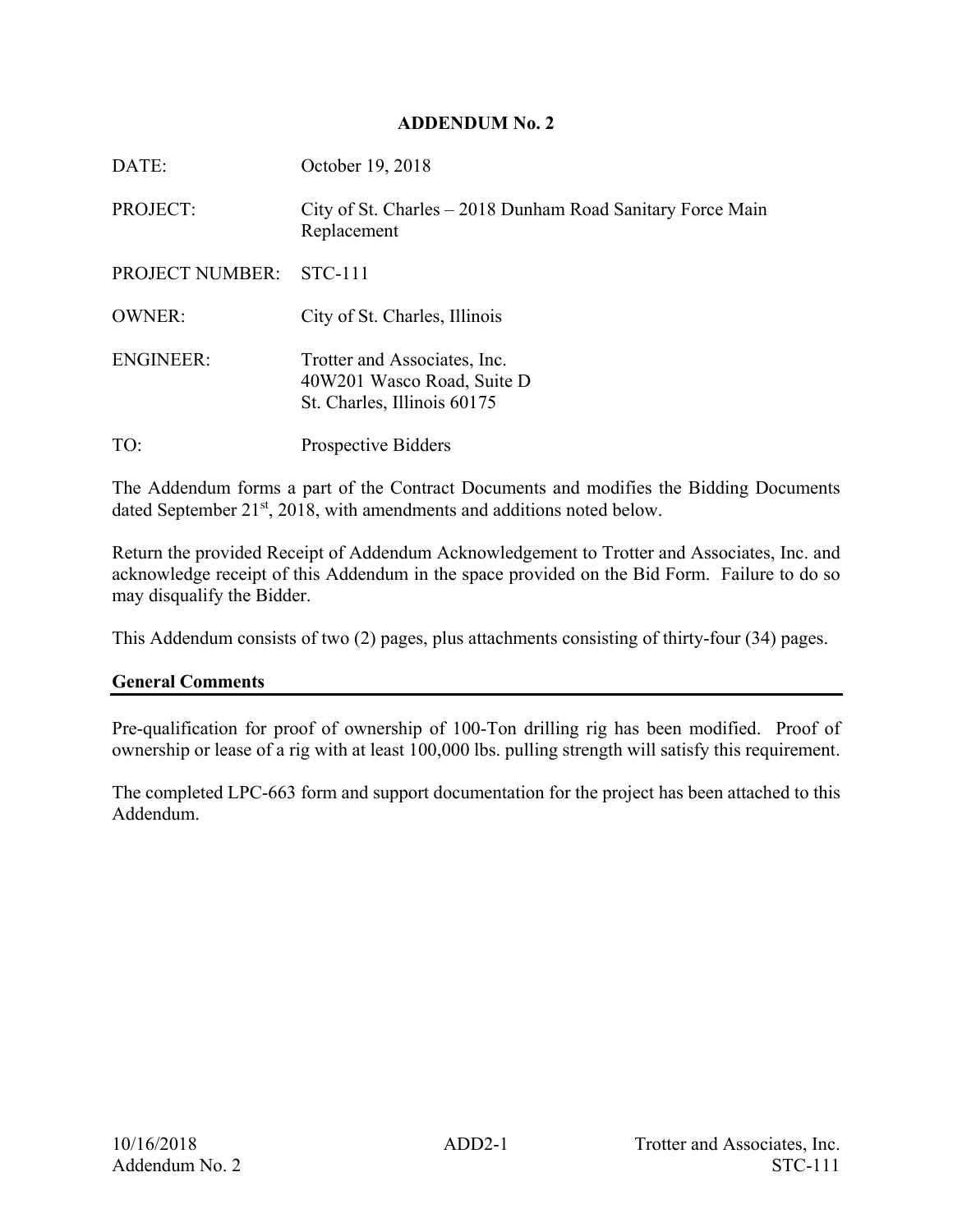# ADDENDUM No. 2

| | |
|---|---|
| DATE: | October 19, 2018 |
| PROJECT: | City of St. Charles – 2018 Dunham Road Sanitary Force Main Replacement |
| PROJECT NUMBER: | STC-111 |
| OWNER: | City of St. Charles, Illinois |
| ENGINEER: | Trotter and Associates, Inc.<br>40W201 Wasco Road, Suite D<br>St. Charles, Illinois 60175 |
| TO: | Prospective Bidders |

The Addendum forms a part of the Contract Documents and modifies the Bidding Documents dated September 21st, 2018, with amendments and additions noted below.

Return the provided Receipt of Addendum Acknowledgement to Trotter and Associates, Inc. and acknowledge receipt of this Addendum in the space provided on the Bid Form. Failure to do so may disqualify the Bidder.

This Addendum consists of two (2) pages, plus attachments consisting of thirty-four (34) pages.

## General Comments

Pre-qualification for proof of ownership of 100-Ton drilling rig has been modified. Proof of ownership or lease of a rig with at least 100,000 lbs. pulling strength will satisfy this requirement.

The completed LPC-663 form and support documentation for the project has been attached to this Addendum.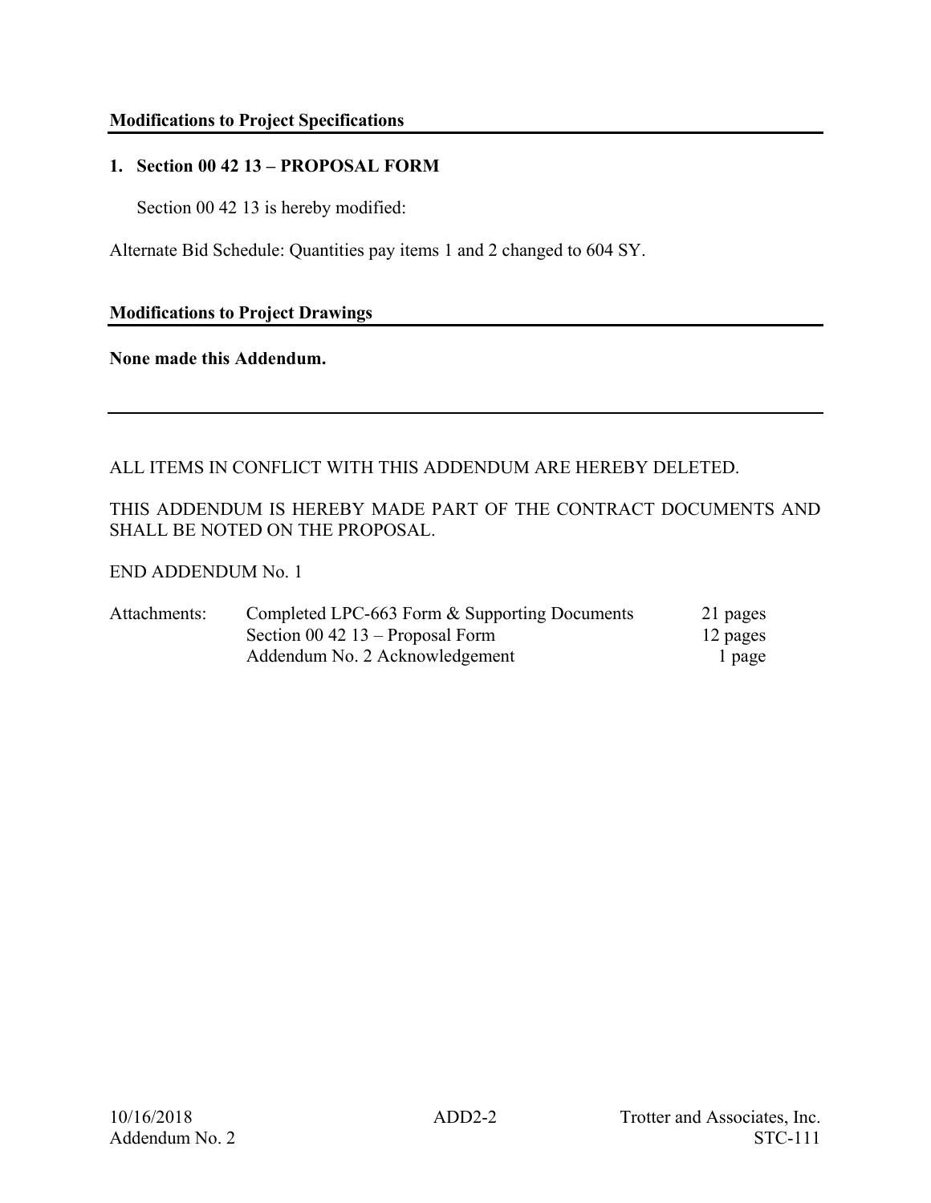**Modifications to Project Specifications**

**1. Section 00 42 13 – PROPOSAL FORM**

Section 00 42 13 is hereby modified:

Alternate Bid Schedule: Quantities pay items 1 and 2 changed to 604 SY.

**Modifications to Project Drawings**

**None made this Addendum.**

---

ALL ITEMS IN CONFLICT WITH THIS ADDENDUM ARE HEREBY DELETED.

THIS ADDENDUM IS HEREBY MADE PART OF THE CONTRACT DOCUMENTS AND SHALL BE NOTED ON THE PROPOSAL.

END ADDENDUM No. 1

| | | |
|---|---|---|
| Attachments: | Completed LPC-663 Form & Supporting Documents | 21 pages |
| | Section 00 42 13 – Proposal Form | 12 pages |
| | Addendum No. 2 Acknowledgement | 1 page |